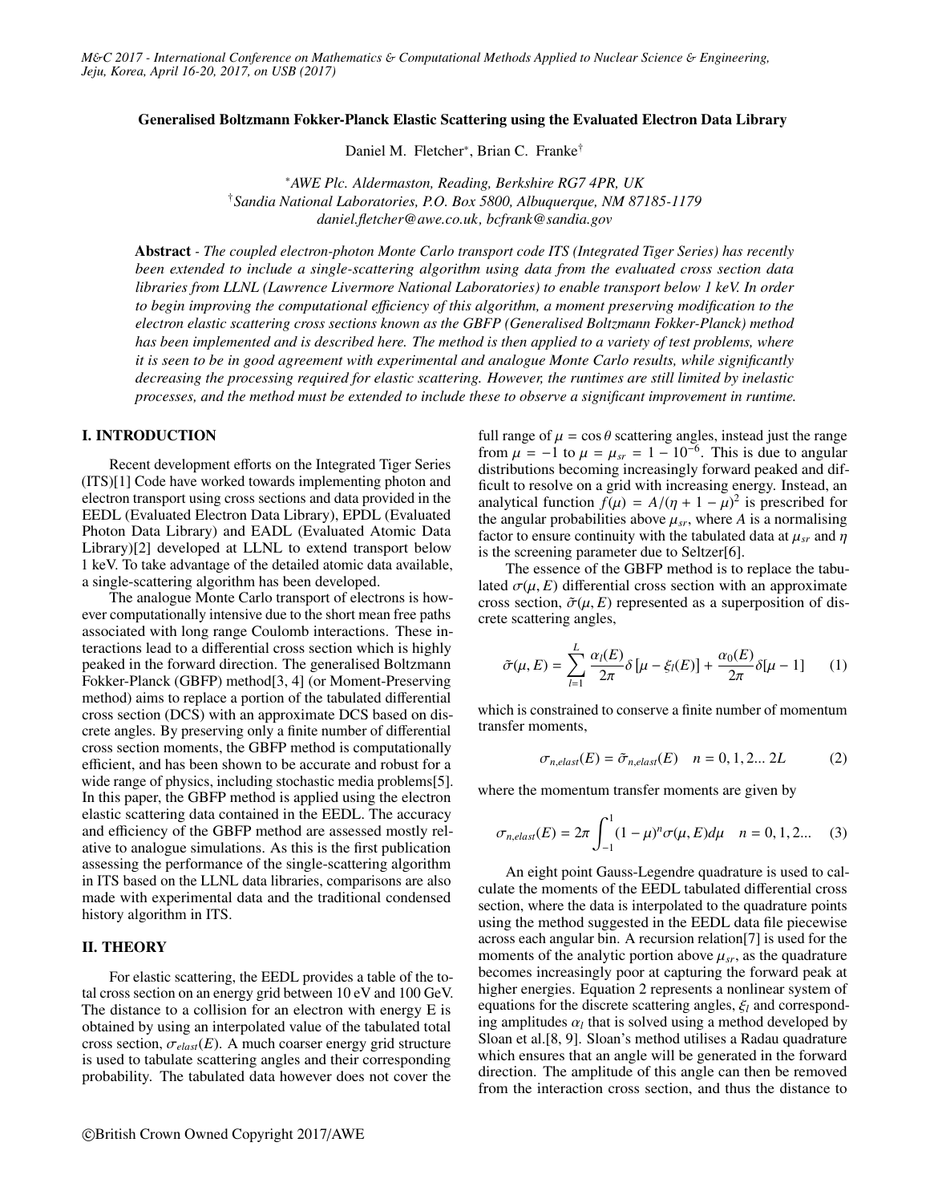# Generalised Boltzmann Fokker-Planck Elastic Scattering using the Evaluated Electron Data Library

Daniel M. Fletcher*, Brian C. Franke†

*AWE Plc. Aldermaston, Reading, Berkshire RG7 4PR, UK
†Sandia National Laboratories, P.O. Box 5800, Albuquerque, NM 87185-1179
daniel.fletcher@awe.co.uk, bcfrank@sandia.gov

**Abstract** - *The coupled electron-photon Monte Carlo transport code ITS (Integrated Tiger Series) has recently been extended to include a single-scattering algorithm using data from the evaluated cross section data libraries from LLNL (Lawrence Livermore National Laboratories) to enable transport below 1 keV. In order to begin improving the computational efficiency of this algorithm, a moment preserving modification to the electron elastic scattering cross sections known as the GBFP (Generalised Boltzmann Fokker-Planck) method has been implemented and is described here. The method is then applied to a variety of test problems, where it is seen to be in good agreement with experimental and analogue Monte Carlo results, while significantly decreasing the processing required for elastic scattering. However, the runtimes are still limited by inelastic processes, and the method must be extended to include these to observe a significant improvement in runtime.*

## I. INTRODUCTION

Recent development efforts on the Integrated Tiger Series (ITS)[1] Code have worked towards implementing photon and electron transport using cross sections and data provided in the EEDL (Evaluated Electron Data Library), EPDL (Evaluated Photon Data Library) and EADL (Evaluated Atomic Data Library)[2] developed at LLNL to extend transport below 1 keV. To take advantage of the detailed atomic data available, a single-scattering algorithm has been developed.

The analogue Monte Carlo transport of electrons is however computationally intensive due to the short mean free paths associated with long range Coulomb interactions. These interactions lead to a differential cross section which is highly peaked in the forward direction. The generalised Boltzmann Fokker-Planck (GBFP) method[3, 4] (or Moment-Preserving method) aims to replace a portion of the tabulated differential cross section (DCS) with an approximate DCS based on discrete angles. By preserving only a finite number of differential cross section moments, the GBFP method is computationally efficient, and has been shown to be accurate and robust for a wide range of physics, including stochastic media problems[5]. In this paper, the GBFP method is applied using the electron elastic scattering data contained in the EEDL. The accuracy and efficiency of the GBFP method are assessed mostly relative to analogue simulations. As this is the first publication assessing the performance of the single-scattering algorithm in ITS based on the LLNL data libraries, comparisons are also made with experimental data and the traditional condensed history algorithm in ITS.

## II. THEORY

For elastic scattering, the EEDL provides a table of the total cross section on an energy grid between 10 eV and 100 GeV. The distance to a collision for an electron with energy E is obtained by using an interpolated value of the tabulated total cross section, $\sigma_{elast}(E)$. A much coarser energy grid structure is used to tabulate scattering angles and their corresponding probability. The tabulated data however does not cover the full range of $\mu = \cos\theta$ scattering angles, instead just the range from $\mu = -1$ to $\mu = \mu_{sr} = 1 - 10^{-6}$. This is due to angular distributions becoming increasingly forward peaked and difficult to resolve on a grid with increasing energy. Instead, an analytical function $f(\mu) = A/(\eta + 1 - \mu)^2$ is prescribed for the angular probabilities above $\mu_{sr}$, where $A$ is a normalising factor to ensure continuity with the tabulated data at $\mu_{sr}$ and $\eta$ is the screening parameter due to Seltzer[6].

The essence of the GBFP method is to replace the tabulated $\sigma(\mu, E)$ differential cross section with an approximate cross section, $\tilde{\sigma}(\mu, E)$ represented as a superposition of discrete scattering angles,

$$\tilde{\sigma}(\mu, E) = \sum_{l=1}^{L} \frac{\alpha_l(E)}{2\pi}\delta\left[\mu - \xi_l(E)\right] + \frac{\alpha_0(E)}{2\pi}\delta[\mu - 1] \quad (1)$$

which is constrained to conserve a finite number of momentum transfer moments,

$$\sigma_{n,elast}(E) = \tilde{\sigma}_{n,elast}(E) \quad n = 0, 1, 2... 2L \quad (2)$$

where the momentum transfer moments are given by

$$\sigma_{n,elast}(E) = 2\pi \int_{-1}^{1} (1 - \mu)^n \sigma(\mu, E) d\mu \quad n = 0, 1, 2... \quad (3)$$

An eight point Gauss-Legendre quadrature is used to calculate the moments of the EEDL tabulated differential cross section, where the data is interpolated to the quadrature points using the method suggested in the EEDL data file piecewise across each angular bin. A recursion relation[7] is used for the moments of the analytic portion above $\mu_{sr}$, as the quadrature becomes increasingly poor at capturing the forward peak at higher energies. Equation 2 represents a nonlinear system of equations for the discrete scattering angles, $\xi_l$ and corresponding amplitudes $\alpha_l$ that is solved using a method developed by Sloan et al.[8, 9]. Sloan's method utilises a Radau quadrature which ensures that an angle will be generated in the forward direction. The amplitude of this angle can then be removed from the interaction cross section, and thus the distance to

©British Crown Owned Copyright 2017/AWE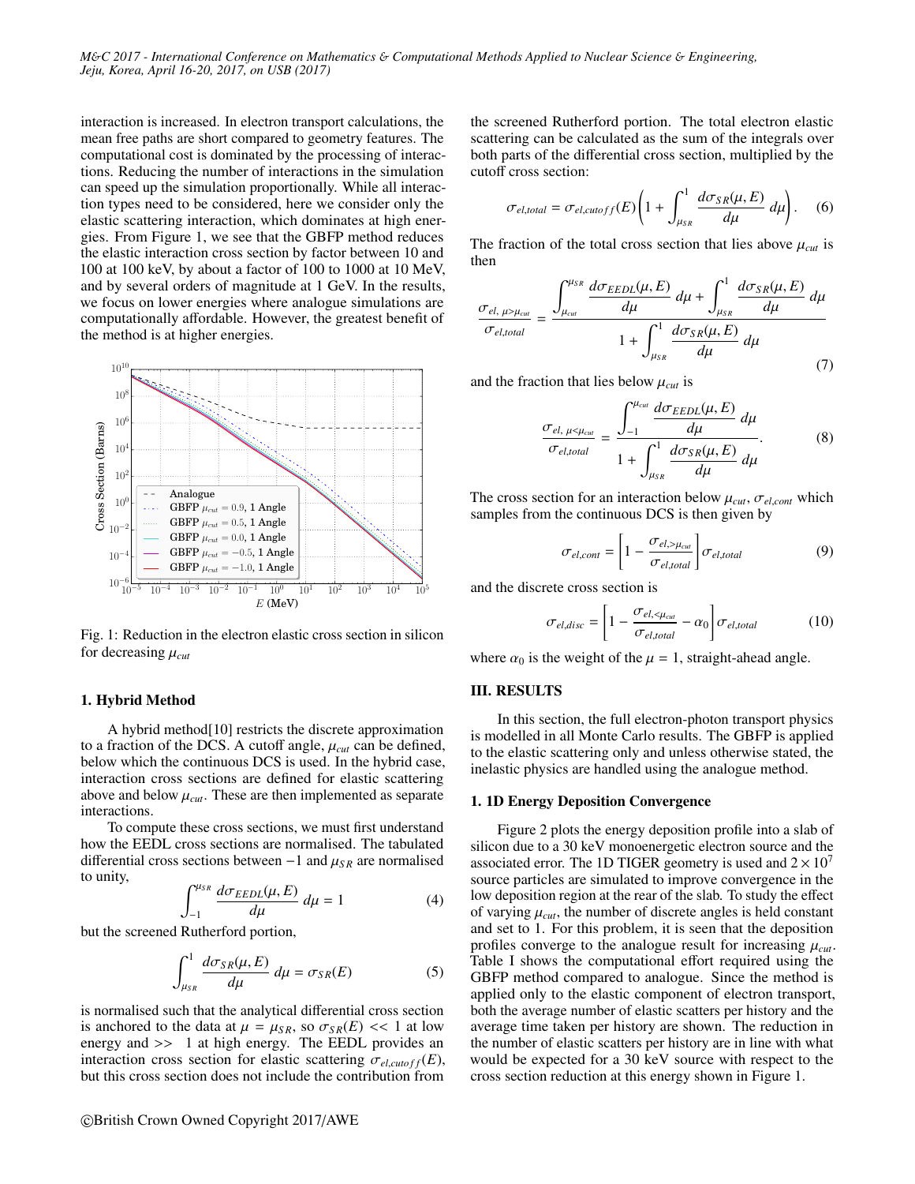interaction is increased. In electron transport calculations, the mean free paths are short compared to geometry features. The computational cost is dominated by the processing of interactions. Reducing the number of interactions in the simulation can speed up the simulation proportionally. While all interaction types need to be considered, here we consider only the elastic scattering interaction, which dominates at high energies. From Figure 1, we see that the GBFP method reduces the elastic interaction cross section by factor between 10 and 100 at 100 keV, by about a factor of 100 to 1000 at 10 MeV, and by several orders of magnitude at 1 GeV. In the results, we focus on lower energies where analogue simulations are computationally affordable. However, the greatest benefit of the method is at higher energies.

Fig. 1: Reduction in the electron elastic cross section in silicon for decreasing $\mu_{cut}$

### 1. Hybrid Method

A hybrid method[10] restricts the discrete approximation to a fraction of the DCS. A cutoff angle, $\mu_{cut}$ can be defined, below which the continuous DCS is used. In the hybrid case, interaction cross sections are defined for elastic scattering above and below $\mu_{cut}$. These are then implemented as separate interactions.

To compute these cross sections, we must first understand how the EEDL cross sections are normalised. The tabulated differential cross sections between $-1$ and $\mu_{SR}$ are normalised to unity,

$$\int_{-1}^{\mu_{SR}} \frac{d\sigma_{EEDL}(\mu, E)}{d\mu} \, d\mu = 1 \tag{4}$$

but the screened Rutherford portion,

$$\int_{\mu_{SR}}^{1} \frac{d\sigma_{SR}(\mu, E)}{d\mu} \, d\mu = \sigma_{SR}(E) \tag{5}$$

is normalised such that the analytical differential cross section is anchored to the data at $\mu = \mu_{SR}$, so $\sigma_{SR}(E) << 1$ at low energy and $>> \ 1$ at high energy. The EEDL provides an interaction cross section for elastic scattering $\sigma_{el,cutoff}(E)$, but this cross section does not include the contribution from the screened Rutherford portion. The total electron elastic scattering can be calculated as the sum of the integrals over both parts of the differential cross section, multiplied by the cutoff cross section:

$$\sigma_{el,total} = \sigma_{el,cutoff}(E) \left( 1 + \int_{\mu_{SR}}^{1} \frac{d\sigma_{SR}(\mu, E)}{d\mu} \, d\mu \right). \tag{6}$$

The fraction of the total cross section that lies above $\mu_{cut}$ is then

$$\frac{\sigma_{el,\, \mu > \mu_{cut}}}{\sigma_{el,total}} = \frac{\displaystyle\int_{\mu_{cut}}^{\mu_{SR}} \frac{d\sigma_{EEDL}(\mu, E)}{d\mu} \, d\mu + \int_{\mu_{SR}}^{1} \frac{d\sigma_{SR}(\mu, E)}{d\mu} \, d\mu}{\displaystyle 1 + \int_{\mu_{SR}}^{1} \frac{d\sigma_{SR}(\mu, E)}{d\mu} \, d\mu} \tag{7}$$

and the fraction that lies below $\mu_{cut}$ is

$$\frac{\sigma_{el,\, \mu < \mu_{cut}}}{\sigma_{el,total}} = \frac{\displaystyle\int_{-1}^{\mu_{cut}} \frac{d\sigma_{EEDL}(\mu, E)}{d\mu} \, d\mu}{\displaystyle 1 + \int_{\mu_{SR}}^{1} \frac{d\sigma_{SR}(\mu, E)}{d\mu} \, d\mu}. \tag{8}$$

The cross section for an interaction below $\mu_{cut}$, $\sigma_{el,cont}$ which samples from the continuous DCS is then given by

$$\sigma_{el,cont} = \left[ 1 - \frac{\sigma_{el,>\mu_{cut}}}{\sigma_{el,total}} \right] \sigma_{el,total} \tag{9}$$

and the discrete cross section is

$$\sigma_{el,disc} = \left[ 1 - \frac{\sigma_{el,<\mu_{cut}}}{\sigma_{el,total}} - \alpha_0 \right] \sigma_{el,total} \tag{10}$$

where $\alpha_0$ is the weight of the $\mu = 1$, straight-ahead angle.

## III. RESULTS

In this section, the full electron-photon transport physics is modelled in all Monte Carlo results. The GBFP is applied to the elastic scattering only and unless otherwise stated, the inelastic physics are handled using the analogue method.

### 1. 1D Energy Deposition Convergence

Figure 2 plots the energy deposition profile into a slab of silicon due to a 30 keV monoenergetic electron source and the associated error. The 1D TIGER geometry is used and $2 \times 10^7$ source particles are simulated to improve convergence in the low deposition region at the rear of the slab. To study the effect of varying $\mu_{cut}$, the number of discrete angles is held constant and set to 1. For this problem, it is seen that the deposition profiles converge to the analogue result for increasing $\mu_{cut}$. Table I shows the computational effort required using the GBFP method compared to analogue. Since the method is applied only to the elastic component of electron transport, both the average number of elastic scatters per history and the average time taken per history are shown. The reduction in the number of elastic scatters per history are in line with what would be expected for a 30 keV source with respect to the cross section reduction at this energy shown in Figure 1.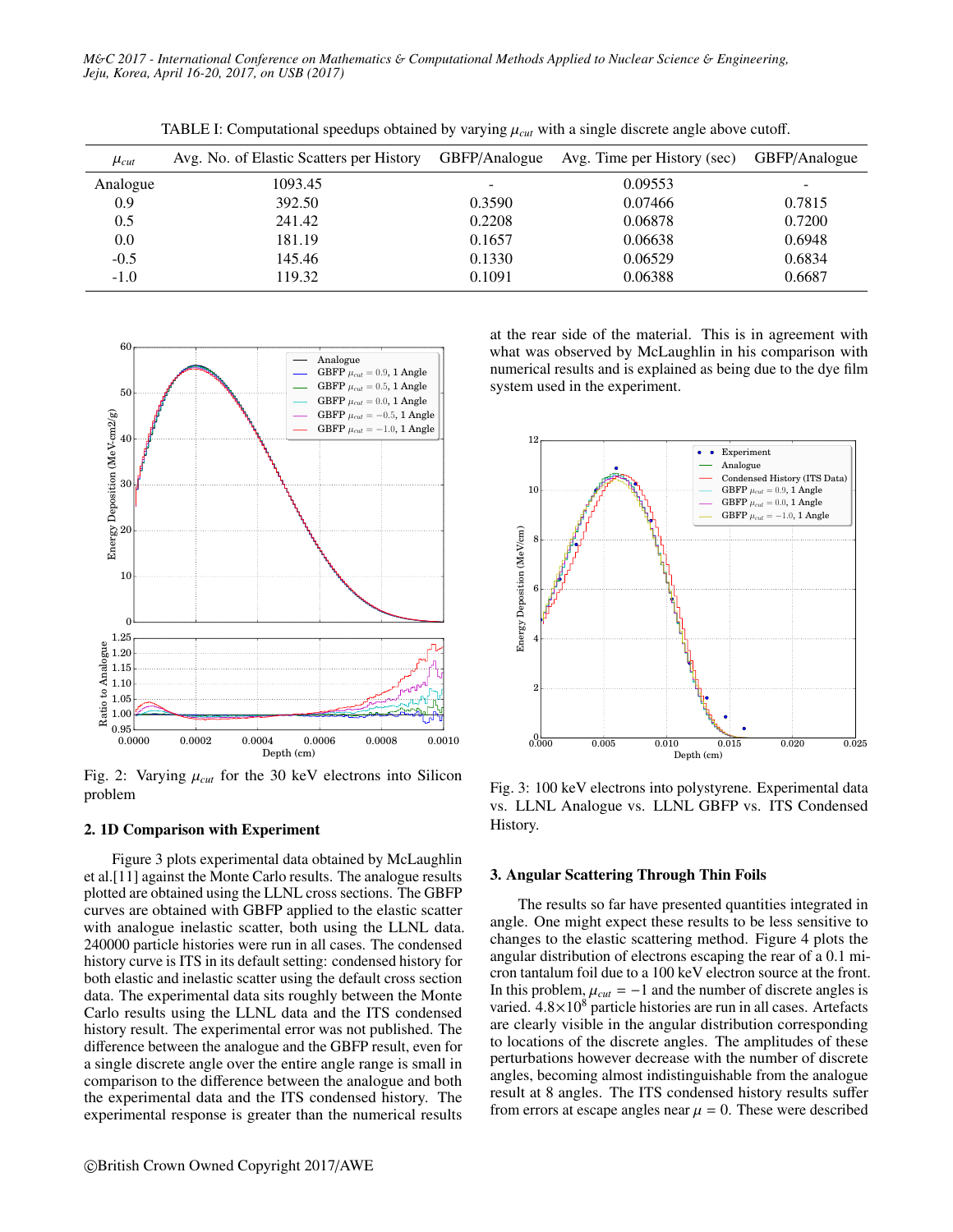TABLE I: Computational speedups obtained by varying $\mu_{cut}$ with a single discrete angle above cutoff.

| $\mu_{cut}$ | Avg. No. of Elastic Scatters per History | GBFP/Analogue | Avg. Time per History (sec) | GBFP/Analogue |
|---|---|---|---|---|
| Analogue | 1093.45 | - | 0.09553 | - |
| 0.9 | 392.50 | 0.3590 | 0.07466 | 0.7815 |
| 0.5 | 241.42 | 0.2208 | 0.06878 | 0.7200 |
| 0.0 | 181.19 | 0.1657 | 0.06638 | 0.6948 |
| -0.5 | 145.46 | 0.1330 | 0.06529 | 0.6834 |
| -1.0 | 119.32 | 0.1091 | 0.06388 | 0.6687 |

Fig. 2: Varying $\mu_{cut}$ for the 30 keV electrons into Silicon problem

### 2. 1D Comparison with Experiment

Figure 3 plots experimental data obtained by McLaughlin et al.[11] against the Monte Carlo results. The analogue results plotted are obtained using the LLNL cross sections. The GBFP curves are obtained with GBFP applied to the elastic scatter with analogue inelastic scatter, both using the LLNL data. 240000 particle histories were run in all cases. The condensed history curve is ITS in its default setting: condensed history for both elastic and inelastic scatter using the default cross section data. The experimental data sits roughly between the Monte Carlo results using the LLNL data and the ITS condensed history result. The experimental error was not published. The difference between the analogue and the GBFP result, even for a single discrete angle over the entire angle range is small in comparison to the difference between the analogue and both the experimental data and the ITS condensed history. The experimental response is greater than the numerical results at the rear side of the material. This is in agreement with what was observed by McLaughlin in his comparison with numerical results and is explained as being due to the dye film system used in the experiment.

Fig. 3: 100 keV electrons into polystyrene. Experimental data vs. LLNL Analogue vs. LLNL GBFP vs. ITS Condensed History.

### 3. Angular Scattering Through Thin Foils

The results so far have presented quantities integrated in angle. One might expect these results to be less sensitive to changes to the elastic scattering method. Figure 4 plots the angular distribution of electrons escaping the rear of a 0.1 micron tantalum foil due to a 100 keV electron source at the front. In this problem, $\mu_{cut} = -1$ and the number of discrete angles is varied. $4.8\times10^{8}$ particle histories are run in all cases. Artefacts are clearly visible in the angular distribution corresponding to locations of the discrete angles. The amplitudes of these perturbations however decrease with the number of discrete angles, becoming almost indistinguishable from the analogue result at 8 angles. The ITS condensed history results suffer from errors at escape angles near $\mu = 0$. These were described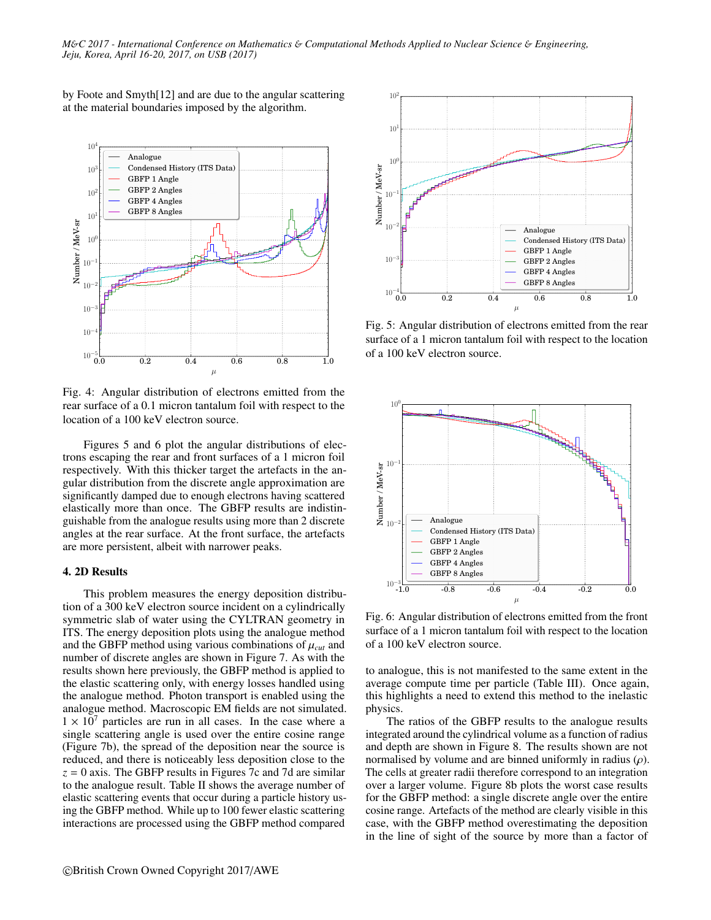by Foote and Smyth[12] and are due to the angular scattering at the material boundaries imposed by the algorithm.

Fig. 4: Angular distribution of electrons emitted from the rear surface of a 0.1 micron tantalum foil with respect to the location of a 100 keV electron source.

Figures 5 and 6 plot the angular distributions of electrons escaping the rear and front surfaces of a 1 micron foil respectively. With this thicker target the artefacts in the angular distribution from the discrete angle approximation are significantly damped due to enough electrons having scattered elastically more than once. The GBFP results are indistinguishable from the analogue results using more than 2 discrete angles at the rear surface. At the front surface, the artefacts are more persistent, albeit with narrower peaks.

## 4. 2D Results

This problem measures the energy deposition distribution of a 300 keV electron source incident on a cylindrically symmetric slab of water using the CYLTRAN geometry in ITS. The energy deposition plots using the analogue method and the GBFP method using various combinations of $\mu_{cut}$ and number of discrete angles are shown in Figure 7. As with the results shown here previously, the GBFP method is applied to the elastic scattering only, with energy losses handled using the analogue method. Photon transport is enabled using the analogue method. Macroscopic EM fields are not simulated. $1 \times 10^7$ particles are run in all cases. In the case where a single scattering angle is used over the entire cosine range (Figure 7b), the spread of the deposition near the source is reduced, and there is noticeably less deposition close to the $z = 0$ axis. The GBFP results in Figures 7c and 7d are similar to the analogue result. Table II shows the average number of elastic scattering events that occur during a particle history using the GBFP method. While up to 100 fewer elastic scattering interactions are processed using the GBFP method compared

Fig. 5: Angular distribution of electrons emitted from the rear surface of a 1 micron tantalum foil with respect to the location of a 100 keV electron source.

Fig. 6: Angular distribution of electrons emitted from the front surface of a 1 micron tantalum foil with respect to the location of a 100 keV electron source.

to analogue, this is not manifested to the same extent in the average compute time per particle (Table III). Once again, this highlights a need to extend this method to the inelastic physics.

The ratios of the GBFP results to the analogue results integrated around the cylindrical volume as a function of radius and depth are shown in Figure 8. The results shown are not normalised by volume and are binned uniformly in radius ($\rho$). The cells at greater radii therefore correspond to an integration over a larger volume. Figure 8b plots the worst case results for the GBFP method: a single discrete angle over the entire cosine range. Artefacts of the method are clearly visible in this case, with the GBFP method overestimating the deposition in the line of sight of the source by more than a factor of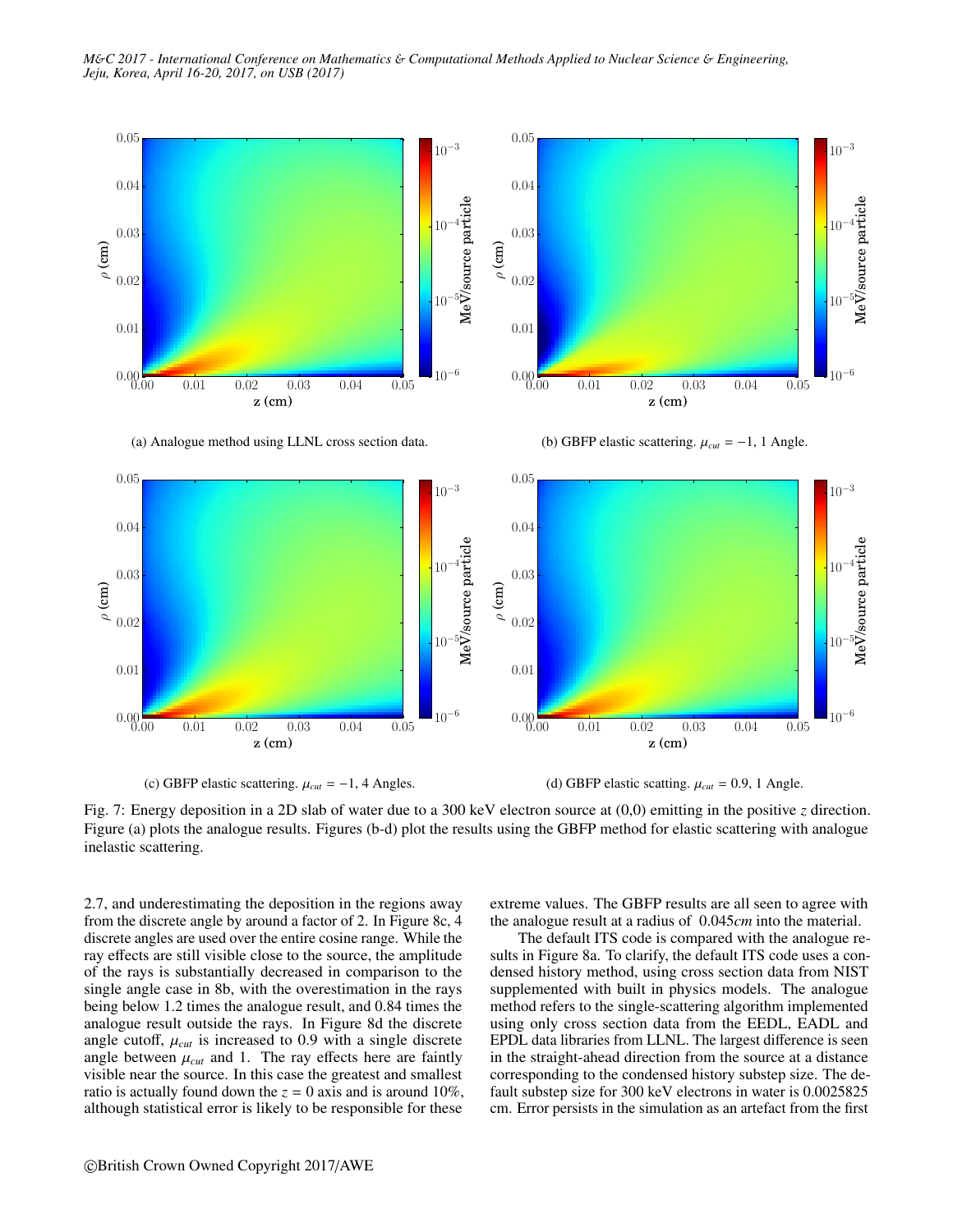(a) Analogue method using LLNL cross section data.

(b) GBFP elastic scattering. $\mu_{cut} = -1$, 1 Angle.

(c) GBFP elastic scattering. $\mu_{cut} = -1$, 4 Angles.

(d) GBFP elastic scatting. $\mu_{cut} = 0.9$, 1 Angle.

Fig. 7: Energy deposition in a 2D slab of water due to a 300 keV electron source at (0,0) emitting in the positive $z$ direction. Figure (a) plots the analogue results. Figures (b-d) plot the results using the GBFP method for elastic scattering with analogue inelastic scattering.

2.7, and underestimating the deposition in the regions away from the discrete angle by around a factor of 2. In Figure 8c, 4 discrete angles are used over the entire cosine range. While the ray effects are still visible close to the source, the amplitude of the rays is substantially decreased in comparison to the single angle case in 8b, with the overestimation in the rays being below 1.2 times the analogue result, and 0.84 times the analogue result outside the rays. In Figure 8d the discrete angle cutoff, $\mu_{cut}$ is increased to 0.9 with a single discrete angle between $\mu_{cut}$ and 1. The ray effects here are faintly visible near the source. In this case the greatest and smallest ratio is actually found down the $z = 0$ axis and is around 10%, although statistical error is likely to be responsible for these extreme values. The GBFP results are all seen to agree with the analogue result at a radius of $0.045cm$ into the material.

The default ITS code is compared with the analogue results in Figure 8a. To clarify, the default ITS code uses a condensed history method, using cross section data from NIST supplemented with built in physics models. The analogue method refers to the single-scattering algorithm implemented using only cross section data from the EEDL, EADL and EPDL data libraries from LLNL. The largest difference is seen in the straight-ahead direction from the source at a distance corresponding to the condensed history substep size. The default substep size for 300 keV electrons in water is 0.0025825 cm. Error persists in the simulation as an artefact from the first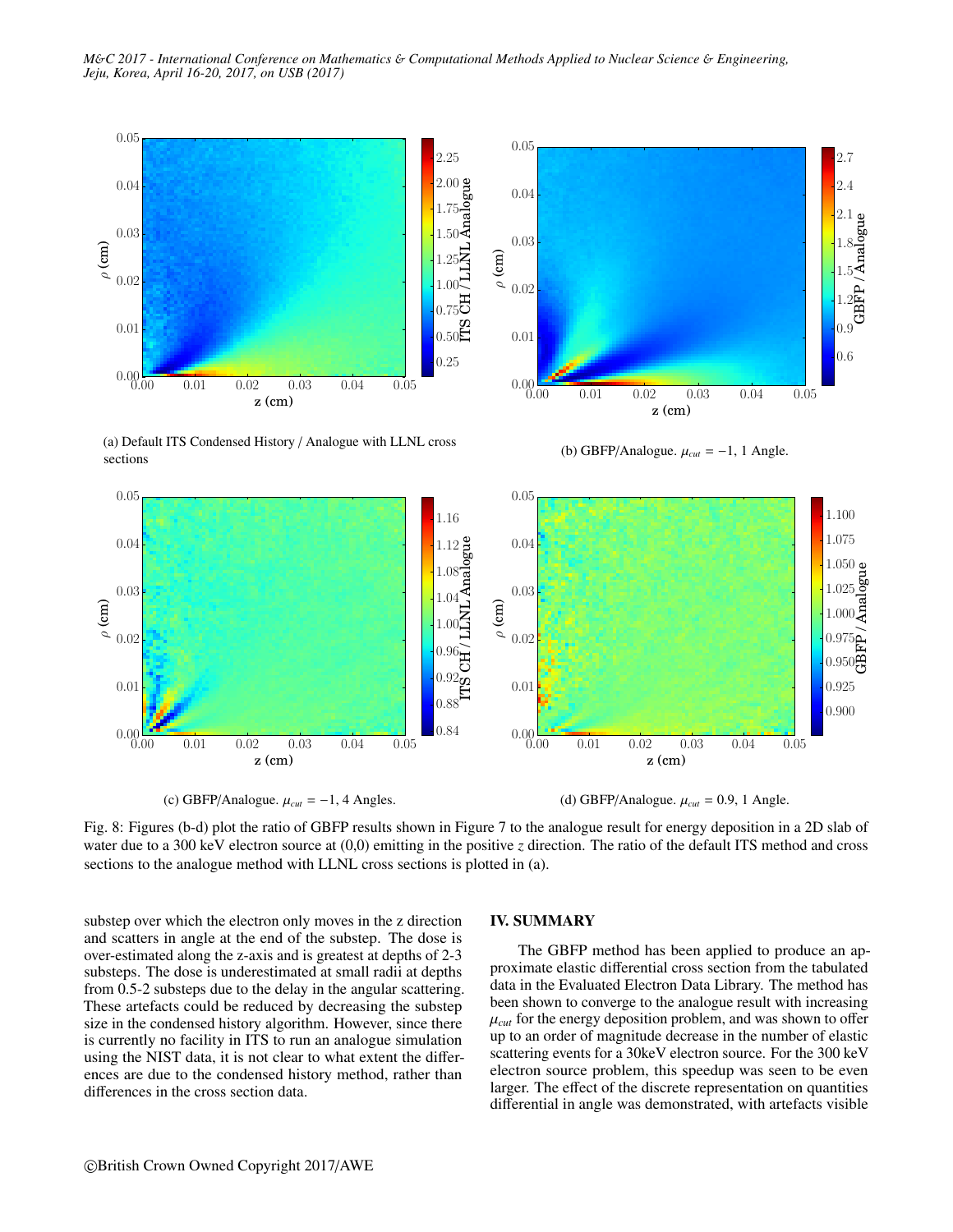(a) Default ITS Condensed History / Analogue with LLNL cross sections

(b) GBFP/Analogue. $\mu_{cut} = -1$, 1 Angle.

(c) GBFP/Analogue. $\mu_{cut} = -1$, 4 Angles.

(d) GBFP/Analogue. $\mu_{cut} = 0.9$, 1 Angle.

Fig. 8: Figures (b-d) plot the ratio of GBFP results shown in Figure 7 to the analogue result for energy deposition in a 2D slab of water due to a 300 keV electron source at (0,0) emitting in the positive $z$ direction. The ratio of the default ITS method and cross sections to the analogue method with LLNL cross sections is plotted in (a).

substep over which the electron only moves in the z direction and scatters in angle at the end of the substep. The dose is over-estimated along the z-axis and is greatest at depths of 2-3 substeps. The dose is underestimated at small radii at depths from 0.5-2 substeps due to the delay in the angular scattering. These artefacts could be reduced by decreasing the substep size in the condensed history algorithm. However, since there is currently no facility in ITS to run an analogue simulation using the NIST data, it is not clear to what extent the differences are due to the condensed history method, rather than differences in the cross section data.

## IV. SUMMARY

The GBFP method has been applied to produce an approximate elastic differential cross section from the tabulated data in the Evaluated Electron Data Library. The method has been shown to converge to the analogue result with increasing $\mu_{cut}$ for the energy deposition problem, and was shown to offer up to an order of magnitude decrease in the number of elastic scattering events for a 30keV electron source. For the 300 keV electron source problem, this speedup was seen to be even larger. The effect of the discrete representation on quantities differential in angle was demonstrated, with artefacts visible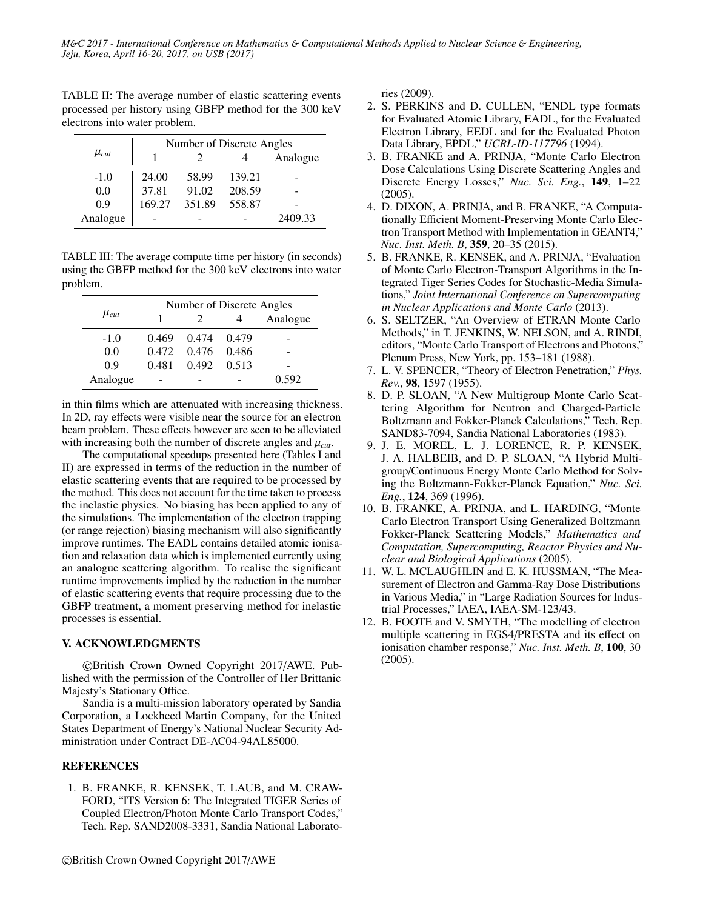TABLE II: The average number of elastic scattering events processed per history using GBFP method for the 300 keV electrons into water problem.

| $\mu_{cut}$ | Number of Discrete Angles | | | |
|---|---|---|---|---|
| | 1 | 2 | 4 | Analogue |
| -1.0 | 24.00 | 58.99 | 139.21 | - |
| 0.0 | 37.81 | 91.02 | 208.59 | - |
| 0.9 | 169.27 | 351.89 | 558.87 | - |
| Analogue | - | - | - | 2409.33 |

TABLE III: The average compute time per history (in seconds) using the GBFP method for the 300 keV electrons into water problem.

| $\mu_{cut}$ | Number of Discrete Angles | | | |
|---|---|---|---|---|
| | 1 | 2 | 4 | Analogue |
| -1.0 | 0.469 | 0.474 | 0.479 | - |
| 0.0 | 0.472 | 0.476 | 0.486 | - |
| 0.9 | 0.481 | 0.492 | 0.513 | - |
| Analogue | - | - | - | 0.592 |

in thin films which are attenuated with increasing thickness. In 2D, ray effects were visible near the source for an electron beam problem. These effects however are seen to be alleviated with increasing both the number of discrete angles and $\mu_{cut}$.

The computational speedups presented here (Tables I and II) are expressed in terms of the reduction in the number of elastic scattering events that are required to be processed by the method. This does not account for the time taken to process the inelastic physics. No biasing has been applied to any of the simulations. The implementation of the electron trapping (or range rejection) biasing mechanism will also significantly improve runtimes. The EADL contains detailed atomic ionisation and relaxation data which is implemented currently using an analogue scattering algorithm. To realise the significant runtime improvements implied by the reduction in the number of elastic scattering events that require processing due to the GBFP treatment, a moment preserving method for inelastic processes is essential.

## V. ACKNOWLEDGMENTS

©British Crown Owned Copyright 2017/AWE. Published with the permission of the Controller of Her Brittanic Majesty's Stationary Office.

Sandia is a multi-mission laboratory operated by Sandia Corporation, a Lockheed Martin Company, for the United States Department of Energy's National Nuclear Security Administration under Contract DE-AC04-94AL85000.

## REFERENCES

1. B. FRANKE, R. KENSEK, T. LAUB, and M. CRAWFORD, "ITS Version 6: The Integrated TIGER Series of Coupled Electron/Photon Monte Carlo Transport Codes," Tech. Rep. SAND2008-3331, Sandia National Laboratories (2009).
2. S. PERKINS and D. CULLEN, "ENDL type formats for Evaluated Atomic Library, EADL, for the Evaluated Electron Library, EEDL and for the Evaluated Photon Data Library, EPDL," *UCRL-ID-117796* (1994).
3. B. FRANKE and A. PRINJA, "Monte Carlo Electron Dose Calculations Using Discrete Scattering Angles and Discrete Energy Losses," *Nuc. Sci. Eng.*, **149**, 1–22 (2005).
4. D. DIXON, A. PRINJA, and B. FRANKE, "A Computationally Efficient Moment-Preserving Monte Carlo Electron Transport Method with Implementation in GEANT4," *Nuc. Inst. Meth. B*, **359**, 20–35 (2015).
5. B. FRANKE, R. KENSEK, and A. PRINJA, "Evaluation of Monte Carlo Electron-Transport Algorithms in the Integrated Tiger Series Codes for Stochastic-Media Simulations," *Joint International Conference on Supercomputing in Nuclear Applications and Monte Carlo* (2013).
6. S. SELTZER, "An Overview of ETRAN Monte Carlo Methods," in T. JENKINS, W. NELSON, and A. RINDI, editors, "Monte Carlo Transport of Electrons and Photons," Plenum Press, New York, pp. 153–181 (1988).
7. L. V. SPENCER, "Theory of Electron Penetration," *Phys. Rev.*, **98**, 1597 (1955).
8. D. P. SLOAN, "A New Multigroup Monte Carlo Scattering Algorithm for Neutron and Charged-Particle Boltzmann and Fokker-Planck Calculations," Tech. Rep. SAND83-7094, Sandia National Laboratories (1983).
9. J. E. MOREL, L. J. LORENCE, R. P. KENSEK, J. A. HALBEIB, and D. P. SLOAN, "A Hybrid Multigroup/Continuous Energy Monte Carlo Method for Solving the Boltzmann-Fokker-Planck Equation," *Nuc. Sci. Eng.*, **124**, 369 (1996).
10. B. FRANKE, A. PRINJA, and L. HARDING, "Monte Carlo Electron Transport Using Generalized Boltzmann Fokker-Planck Scattering Models," *Mathematics and Computation, Supercomputing, Reactor Physics and Nuclear and Biological Applications* (2005).
11. W. L. MCLAUGHLIN and E. K. HUSSMAN, "The Measurement of Electron and Gamma-Ray Dose Distributions in Various Media," in "Large Radiation Sources for Industrial Processes," IAEA, IAEA-SM-123/43.
12. B. FOOTE and V. SMYTH, "The modelling of electron multiple scattering in EGS4/PRESTA and its effect on ionisation chamber response," *Nuc. Inst. Meth. B*, **100**, 30 (2005).